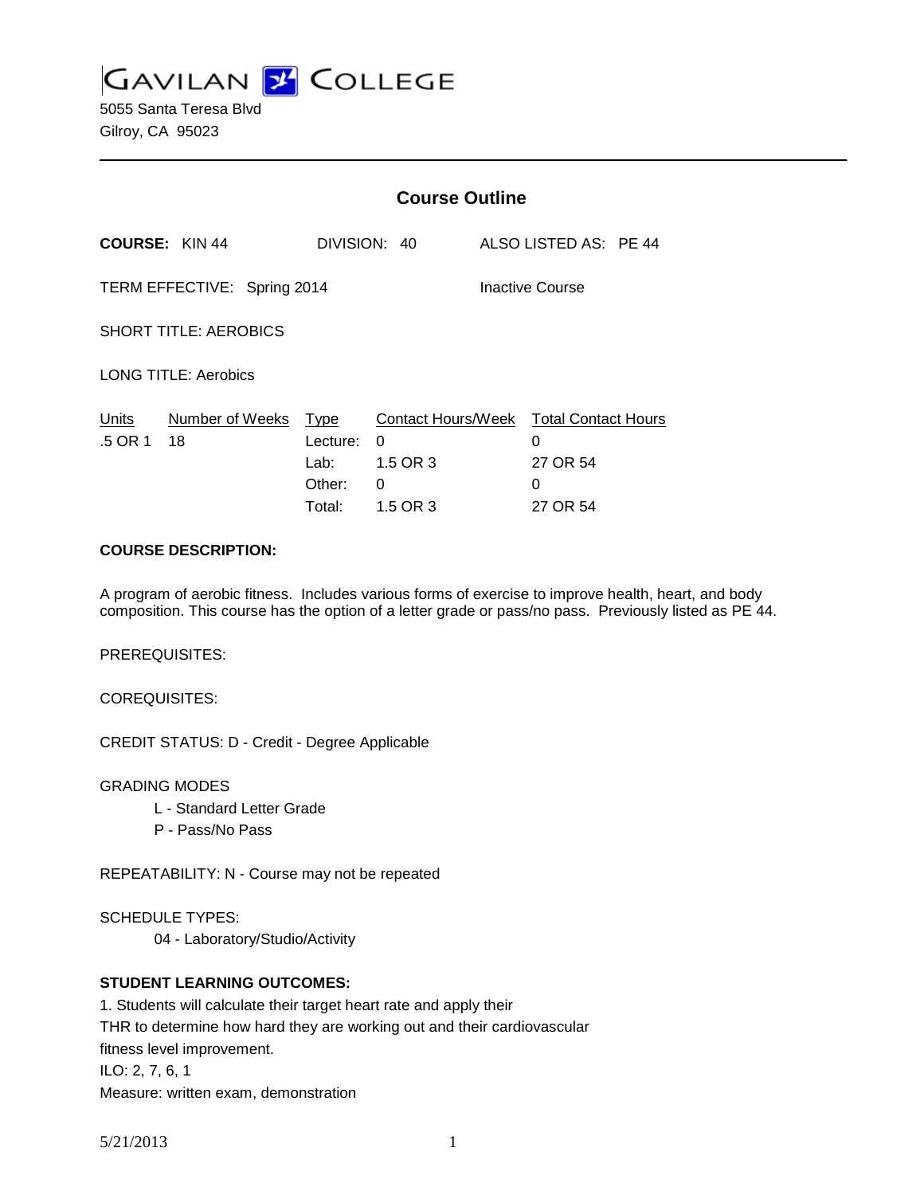# GAVILAN COLLEGE

5055 Santa Teresa Blvd
Gilroy, CA 95023

## Course Outline

**COURSE:** KIN 44 DIVISION: 40 ALSO LISTED AS: PE 44

TERM EFFECTIVE: Spring 2014 Inactive Course

SHORT TITLE: AEROBICS

LONG TITLE: Aerobics

| Units | Number of Weeks | Type | Contact Hours/Week | Total Contact Hours |
|---|---|---|---|---|
| .5 OR 1 | 18 | Lecture: | 0 | 0 |
| | | Lab: | 1.5 OR 3 | 27 OR 54 |
| | | Other: | 0 | 0 |
| | | Total: | 1.5 OR 3 | 27 OR 54 |

**COURSE DESCRIPTION:**

A program of aerobic fitness. Includes various forms of exercise to improve health, heart, and body composition. This course has the option of a letter grade or pass/no pass. Previously listed as PE 44.

PREREQUISITES:

COREQUISITES:

CREDIT STATUS: D - Credit - Degree Applicable

GRADING MODES

- L - Standard Letter Grade
- P - Pass/No Pass

REPEATABILITY: N - Course may not be repeated

SCHEDULE TYPES:

- 04 - Laboratory/Studio/Activity

**STUDENT LEARNING OUTCOMES:**

1. Students will calculate their target heart rate and apply their THR to determine how hard they are working out and their cardiovascular fitness level improvement.
ILO: 2, 7, 6, 1
Measure: written exam, demonstration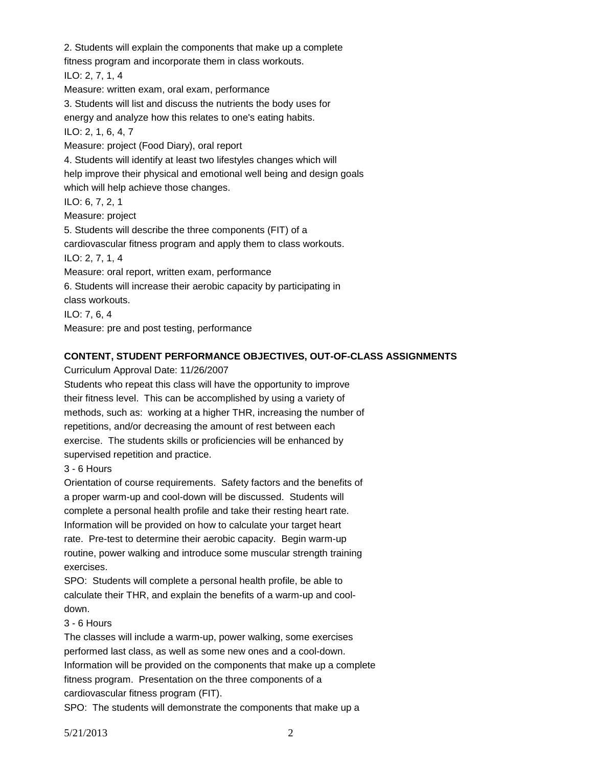2. Students will explain the components that make up a complete fitness program and incorporate them in class workouts.
ILO: 2, 7, 1, 4
Measure: written exam, oral exam, performance
3. Students will list and discuss the nutrients the body uses for energy and analyze how this relates to one's eating habits.
ILO: 2, 1, 6, 4, 7
Measure: project (Food Diary), oral report
4. Students will identify at least two lifestyles changes which will help improve their physical and emotional well being and design goals which will help achieve those changes.
ILO: 6, 7, 2, 1
Measure: project
5. Students will describe the three components (FIT) of a cardiovascular fitness program and apply them to class workouts.
ILO: 2, 7, 1, 4
Measure: oral report, written exam, performance
6. Students will increase their aerobic capacity by participating in class workouts.
ILO: 7, 6, 4
Measure: pre and post testing, performance

**CONTENT, STUDENT PERFORMANCE OBJECTIVES, OUT-OF-CLASS ASSIGNMENTS**

Curriculum Approval Date: 11/26/2007

Students who repeat this class will have the opportunity to improve their fitness level. This can be accomplished by using a variety of methods, such as: working at a higher THR, increasing the number of repetitions, and/or decreasing the amount of rest between each exercise. The students skills or proficiencies will be enhanced by supervised repetition and practice.

3 - 6 Hours

Orientation of course requirements. Safety factors and the benefits of a proper warm-up and cool-down will be discussed. Students will complete a personal health profile and take their resting heart rate. Information will be provided on how to calculate your target heart rate. Pre-test to determine their aerobic capacity. Begin warm-up routine, power walking and introduce some muscular strength training exercises.

SPO: Students will complete a personal health profile, be able to calculate their THR, and explain the benefits of a warm-up and cool-down.

3 - 6 Hours

The classes will include a warm-up, power walking, some exercises performed last class, as well as some new ones and a cool-down. Information will be provided on the components that make up a complete fitness program. Presentation on the three components of a cardiovascular fitness program (FIT).

SPO: The students will demonstrate the components that make up a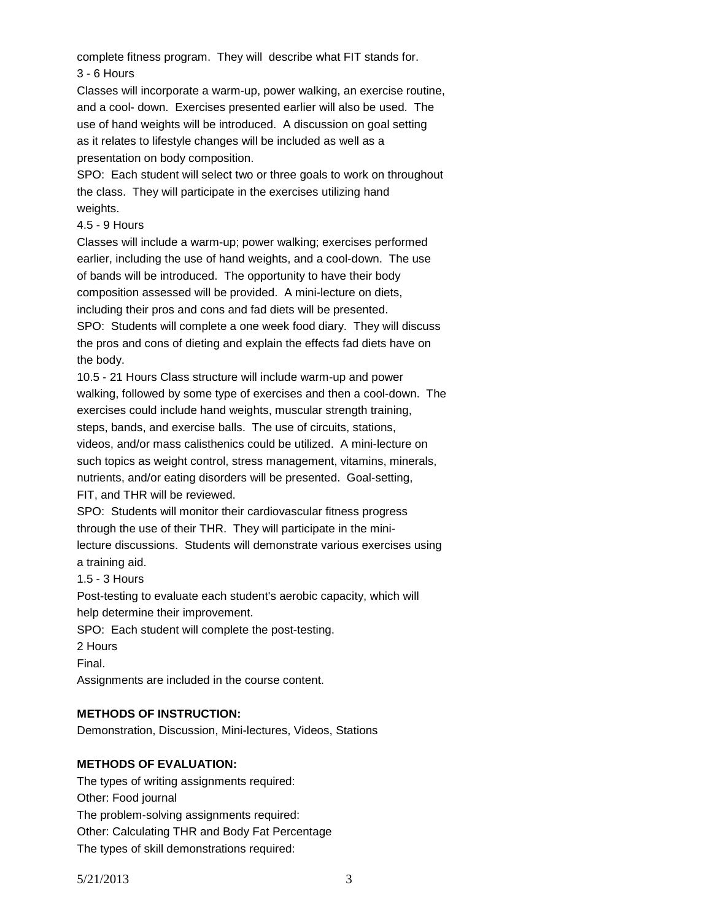complete fitness program. They will describe what FIT stands for.

3 - 6 Hours

Classes will incorporate a warm-up, power walking, an exercise routine, and a cool- down. Exercises presented earlier will also be used. The use of hand weights will be introduced. A discussion on goal setting as it relates to lifestyle changes will be included as well as a presentation on body composition.

SPO: Each student will select two or three goals to work on throughout the class. They will participate in the exercises utilizing hand weights.

4.5 - 9 Hours

Classes will include a warm-up; power walking; exercises performed earlier, including the use of hand weights, and a cool-down. The use of bands will be introduced. The opportunity to have their body composition assessed will be provided. A mini-lecture on diets, including their pros and cons and fad diets will be presented.

SPO: Students will complete a one week food diary. They will discuss the pros and cons of dieting and explain the effects fad diets have on the body.

10.5 - 21 Hours Class structure will include warm-up and power walking, followed by some type of exercises and then a cool-down. The exercises could include hand weights, muscular strength training, steps, bands, and exercise balls. The use of circuits, stations, videos, and/or mass calisthenics could be utilized. A mini-lecture on such topics as weight control, stress management, vitamins, minerals, nutrients, and/or eating disorders will be presented. Goal-setting, FIT, and THR will be reviewed.

SPO: Students will monitor their cardiovascular fitness progress through the use of their THR. They will participate in the mini-lecture discussions. Students will demonstrate various exercises using a training aid.

1.5 - 3 Hours

Post-testing to evaluate each student's aerobic capacity, which will help determine their improvement.

SPO: Each student will complete the post-testing.

2 Hours

Final.

Assignments are included in the course content.

**METHODS OF INSTRUCTION:**

Demonstration, Discussion, Mini-lectures, Videos, Stations

**METHODS OF EVALUATION:**

The types of writing assignments required:

Other: Food journal

The problem-solving assignments required:

Other: Calculating THR and Body Fat Percentage

The types of skill demonstrations required: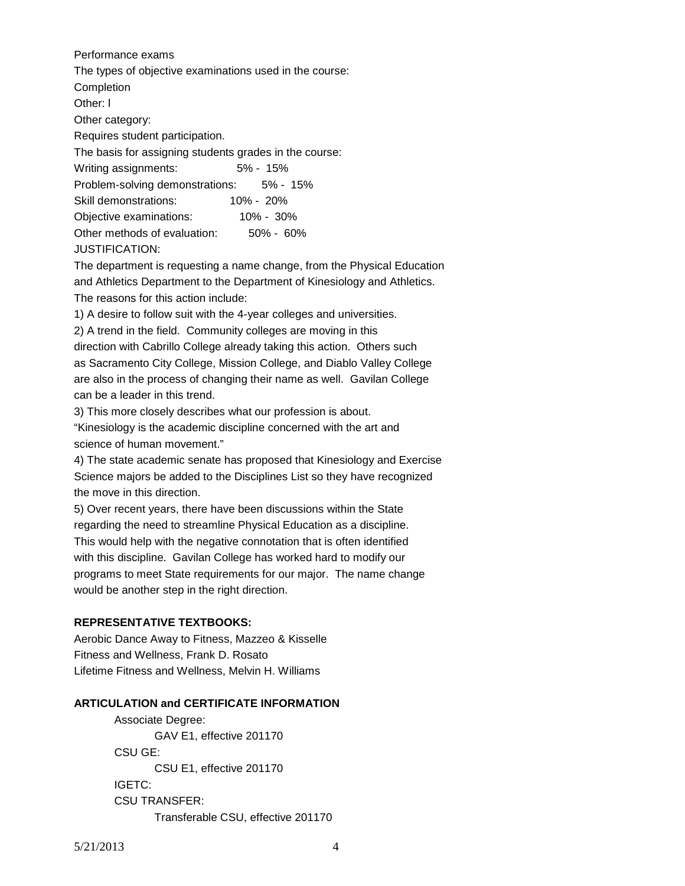Performance exams

The types of objective examinations used in the course:

Completion

Other: l

Other category:

Requires student participation.

The basis for assigning students grades in the course:

| | |
|---|---|
| Writing assignments: | 5% - 15% |
| Problem-solving demonstrations: | 5% - 15% |
| Skill demonstrations: | 10% - 20% |
| Objective examinations: | 10% - 30% |
| Other methods of evaluation: | 50% - 60% |

JUSTIFICATION:

The department is requesting a name change, from the Physical Education and Athletics Department to the Department of Kinesiology and Athletics. The reasons for this action include:

1) A desire to follow suit with the 4-year colleges and universities.

2) A trend in the field. Community colleges are moving in this direction with Cabrillo College already taking this action. Others such as Sacramento City College, Mission College, and Diablo Valley College are also in the process of changing their name as well. Gavilan College can be a leader in this trend.

3) This more closely describes what our profession is about. "Kinesiology is the academic discipline concerned with the art and science of human movement."

4) The state academic senate has proposed that Kinesiology and Exercise Science majors be added to the Disciplines List so they have recognized the move in this direction.

5) Over recent years, there have been discussions within the State regarding the need to streamline Physical Education as a discipline. This would help with the negative connotation that is often identified with this discipline. Gavilan College has worked hard to modify our programs to meet State requirements for our major. The name change would be another step in the right direction.

**REPRESENTATIVE TEXTBOOKS:**

Aerobic Dance Away to Fitness, Mazzeo & Kisselle

Fitness and Wellness, Frank D. Rosato

Lifetime Fitness and Wellness, Melvin H. Williams

**ARTICULATION and CERTIFICATE INFORMATION**

Associate Degree:
    GAV E1, effective 201170

CSU GE:
    CSU E1, effective 201170

IGETC:

CSU TRANSFER:
    Transferable CSU, effective 201170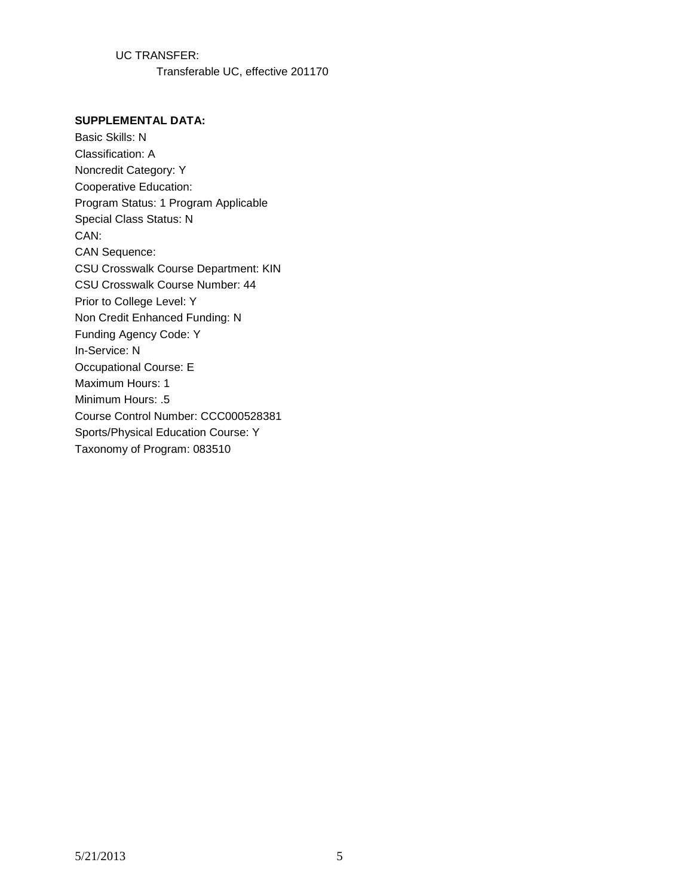UC TRANSFER:

Transferable UC, effective 201170

**SUPPLEMENTAL DATA:**

Basic Skills: N
Classification: A
Noncredit Category: Y
Cooperative Education:
Program Status: 1 Program Applicable
Special Class Status: N
CAN:
CAN Sequence:
CSU Crosswalk Course Department: KIN
CSU Crosswalk Course Number: 44
Prior to College Level: Y
Non Credit Enhanced Funding: N
Funding Agency Code: Y
In-Service: N
Occupational Course: E
Maximum Hours: 1
Minimum Hours: .5
Course Control Number: CCC000528381
Sports/Physical Education Course: Y
Taxonomy of Program: 083510